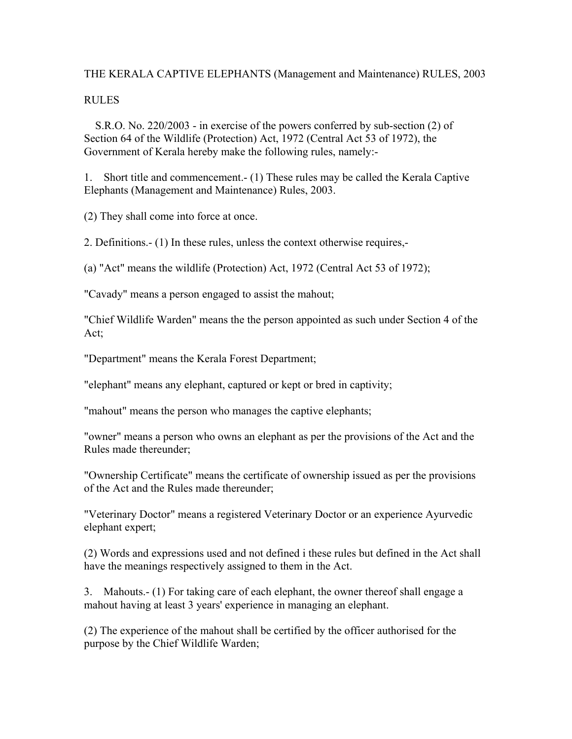THE KERALA CAPTIVE ELEPHANTS (Management and Maintenance) RULES, 2003

RULES

S.R.O. No. 220/2003 - in exercise of the powers conferred by sub-section (2) of Section 64 of the Wildlife (Protection) Act, 1972 (Central Act 53 of 1972), the Government of Kerala hereby make the following rules, namely:-

1. Short title and commencement.- (1) These rules may be called the Kerala Captive Elephants (Management and Maintenance) Rules, 2003.

(2) They shall come into force at once.

2. Definitions.- (1) In these rules, unless the context otherwise requires,-

(a) "Act" means the wildlife (Protection) Act, 1972 (Central Act 53 of 1972);

"Cavady" means a person engaged to assist the mahout;

"Chief Wildlife Warden" means the the person appointed as such under Section 4 of the Act;

"Department" means the Kerala Forest Department;

"elephant" means any elephant, captured or kept or bred in captivity;

"mahout" means the person who manages the captive elephants;

"owner" means a person who owns an elephant as per the provisions of the Act and the Rules made thereunder;

"Ownership Certificate" means the certificate of ownership issued as per the provisions of the Act and the Rules made thereunder;

"Veterinary Doctor" means a registered Veterinary Doctor or an experience Ayurvedic elephant expert;

(2) Words and expressions used and not defined i these rules but defined in the Act shall have the meanings respectively assigned to them in the Act.

3. Mahouts.- (1) For taking care of each elephant, the owner thereof shall engage a mahout having at least 3 years' experience in managing an elephant.

(2) The experience of the mahout shall be certified by the officer authorised for the purpose by the Chief Wildlife Warden;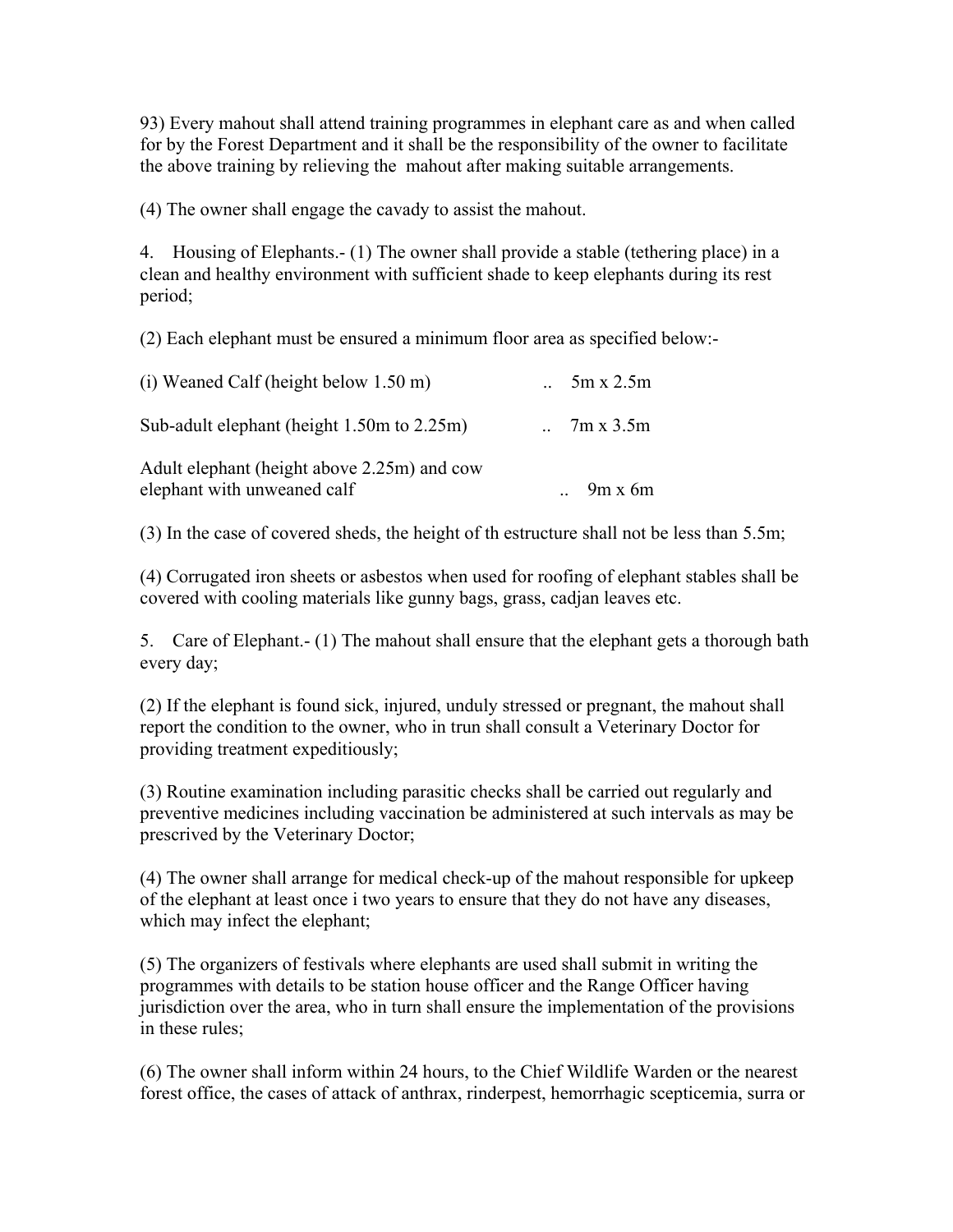93) Every mahout shall attend training programmes in elephant care as and when called for by the Forest Department and it shall be the responsibility of the owner to facilitate the above training by relieving the mahout after making suitable arrangements.

(4) The owner shall engage the cavady to assist the mahout.

4. Housing of Elephants.- (1) The owner shall provide a stable (tethering place) in a clean and healthy environment with sufficient shade to keep elephants during its rest period;

(2) Each elephant must be ensured a minimum floor area as specified below:-

| | | |
|---|---|---|
| (i) Weaned Calf (height below 1.50 m) | .. | 5m x 2.5m |
| Sub-adult elephant (height 1.50m to 2.25m) | .. | 7m x 3.5m |
| Adult elephant (height above 2.25m) and cow elephant with unweaned calf | .. | 9m x 6m |

(3) In the case of covered sheds, the height of th estructure shall not be less than 5.5m;

(4) Corrugated iron sheets or asbestos when used for roofing of elephant stables shall be covered with cooling materials like gunny bags, grass, cadjan leaves etc.

5. Care of Elephant.- (1) The mahout shall ensure that the elephant gets a thorough bath every day;

(2) If the elephant is found sick, injured, unduly stressed or pregnant, the mahout shall report the condition to the owner, who in trun shall consult a Veterinary Doctor for providing treatment expeditiously;

(3) Routine examination including parasitic checks shall be carried out regularly and preventive medicines including vaccination be administered at such intervals as may be prescrived by the Veterinary Doctor;

(4) The owner shall arrange for medical check-up of the mahout responsible for upkeep of the elephant at least once i two years to ensure that they do not have any diseases, which may infect the elephant;

(5) The organizers of festivals where elephants are used shall submit in writing the programmes with details to be station house officer and the Range Officer having jurisdiction over the area, who in turn shall ensure the implementation of the provisions in these rules;

(6) The owner shall inform within 24 hours, to the Chief Wildlife Warden or the nearest forest office, the cases of attack of anthrax, rinderpest, hemorrhagic scepticemia, surra or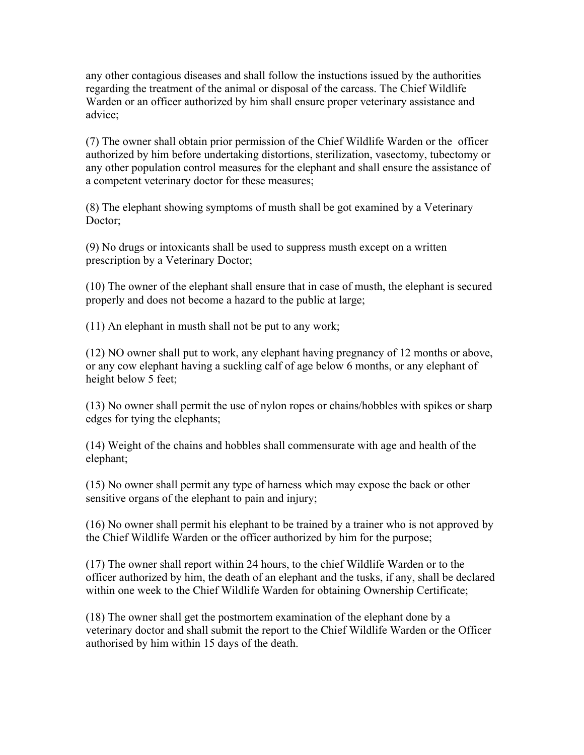any other contagious diseases and shall follow the instuctions issued by the authorities regarding the treatment of the animal or disposal of the carcass. The Chief Wildlife Warden or an officer authorized by him shall ensure proper veterinary assistance and advice;

(7) The owner shall obtain prior permission of the Chief Wildlife Warden or the officer authorized by him before undertaking distortions, sterilization, vasectomy, tubectomy or any other population control measures for the elephant and shall ensure the assistance of a competent veterinary doctor for these measures;

(8) The elephant showing symptoms of musth shall be got examined by a Veterinary Doctor;

(9) No drugs or intoxicants shall be used to suppress musth except on a written prescription by a Veterinary Doctor;

(10) The owner of the elephant shall ensure that in case of musth, the elephant is secured properly and does not become a hazard to the public at large;

(11) An elephant in musth shall not be put to any work;

(12) NO owner shall put to work, any elephant having pregnancy of 12 months or above, or any cow elephant having a suckling calf of age below 6 months, or any elephant of height below 5 feet;

(13) No owner shall permit the use of nylon ropes or chains/hobbles with spikes or sharp edges for tying the elephants;

(14) Weight of the chains and hobbles shall commensurate with age and health of the elephant;

(15) No owner shall permit any type of harness which may expose the back or other sensitive organs of the elephant to pain and injury;

(16) No owner shall permit his elephant to be trained by a trainer who is not approved by the Chief Wildlife Warden or the officer authorized by him for the purpose;

(17) The owner shall report within 24 hours, to the chief Wildlife Warden or to the officer authorized by him, the death of an elephant and the tusks, if any, shall be declared within one week to the Chief Wildlife Warden for obtaining Ownership Certificate;

(18) The owner shall get the postmortem examination of the elephant done by a veterinary doctor and shall submit the report to the Chief Wildlife Warden or the Officer authorised by him within 15 days of the death.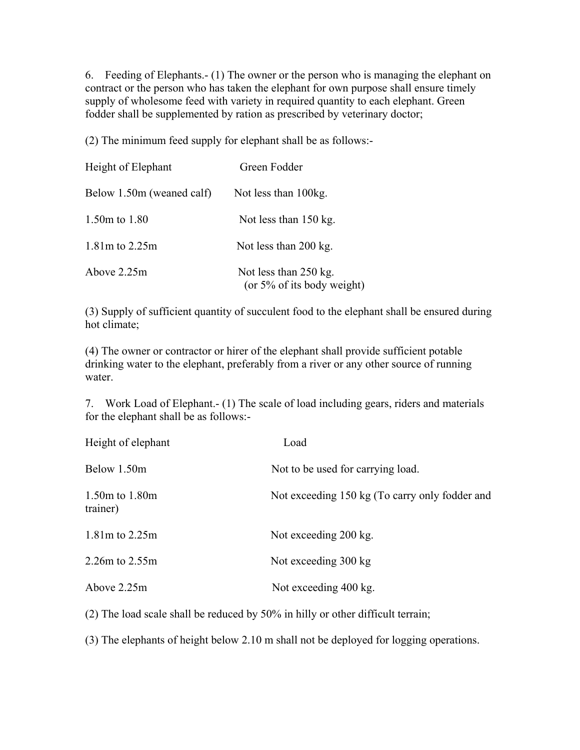6. Feeding of Elephants.- (1) The owner or the person who is managing the elephant on contract or the person who has taken the elephant for own purpose shall ensure timely supply of wholesome feed with variety in required quantity to each elephant. Green fodder shall be supplemented by ration as prescribed by veterinary doctor;

(2) The minimum feed supply for elephant shall be as follows:-

| Height of Elephant | Green Fodder |
|---|---|
| Below 1.50m (weaned calf) | Not less than 100kg. |
| 1.50m to 1.80 | Not less than 150 kg. |
| 1.81m to 2.25m | Not less than 200 kg. |
| Above 2.25m | Not less than 250 kg. (or 5% of its body weight) |

(3) Supply of sufficient quantity of succulent food to the elephant shall be ensured during hot climate;

(4) The owner or contractor or hirer of the elephant shall provide sufficient potable drinking water to the elephant, preferably from a river or any other source of running water.

7. Work Load of Elephant.- (1) The scale of load including gears, riders and materials for the elephant shall be as follows:-

| Height of elephant | Load |
|---|---|
| Below 1.50m | Not to be used for carrying load. |
| 1.50m to 1.80m | Not exceeding 150 kg (To carry only fodder and trainer) |
| 1.81m to 2.25m | Not exceeding 200 kg. |
| 2.26m to 2.55m | Not exceeding 300 kg |
| Above 2.25m | Not exceeding 400 kg. |

(2) The load scale shall be reduced by 50% in hilly or other difficult terrain;

(3) The elephants of height below 2.10 m shall not be deployed for logging operations.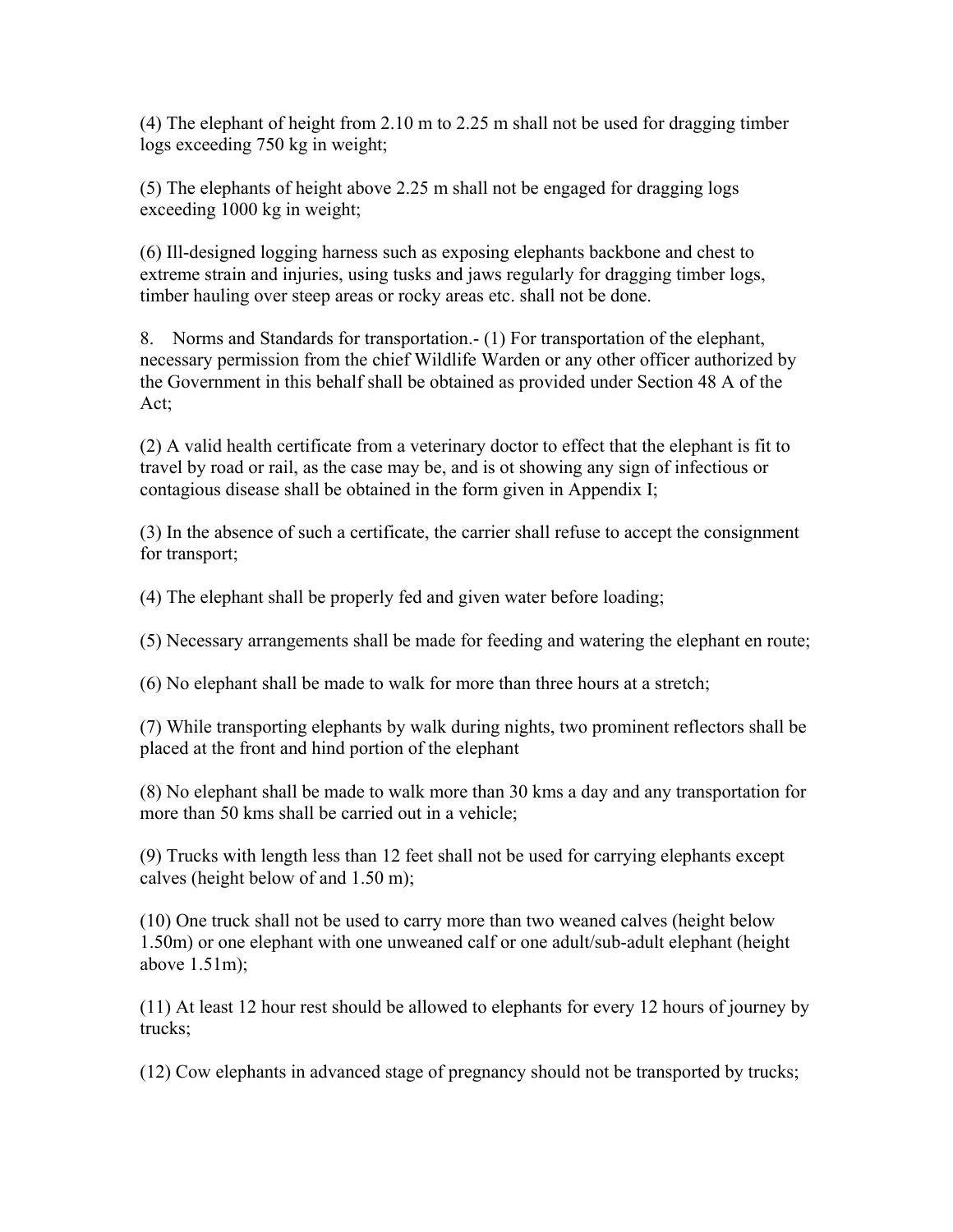(4) The elephant of height from 2.10 m to 2.25 m shall not be used for dragging timber logs exceeding 750 kg in weight;

(5) The elephants of height above 2.25 m shall not be engaged for dragging logs exceeding 1000 kg in weight;

(6) Ill-designed logging harness such as exposing elephants backbone and chest to extreme strain and injuries, using tusks and jaws regularly for dragging timber logs, timber hauling over steep areas or rocky areas etc. shall not be done.

8. Norms and Standards for transportation.- (1) For transportation of the elephant, necessary permission from the chief Wildlife Warden or any other officer authorized by the Government in this behalf shall be obtained as provided under Section 48 A of the Act;

(2) A valid health certificate from a veterinary doctor to effect that the elephant is fit to travel by road or rail, as the case may be, and is ot showing any sign of infectious or contagious disease shall be obtained in the form given in Appendix I;

(3) In the absence of such a certificate, the carrier shall refuse to accept the consignment for transport;

(4) The elephant shall be properly fed and given water before loading;

(5) Necessary arrangements shall be made for feeding and watering the elephant en route;

(6) No elephant shall be made to walk for more than three hours at a stretch;

(7) While transporting elephants by walk during nights, two prominent reflectors shall be placed at the front and hind portion of the elephant

(8) No elephant shall be made to walk more than 30 kms a day and any transportation for more than 50 kms shall be carried out in a vehicle;

(9) Trucks with length less than 12 feet shall not be used for carrying elephants except calves (height below of and 1.50 m);

(10) One truck shall not be used to carry more than two weaned calves (height below 1.50m) or one elephant with one unweaned calf or one adult/sub-adult elephant (height above 1.51m);

(11) At least 12 hour rest should be allowed to elephants for every 12 hours of journey by trucks;

(12) Cow elephants in advanced stage of pregnancy should not be transported by trucks;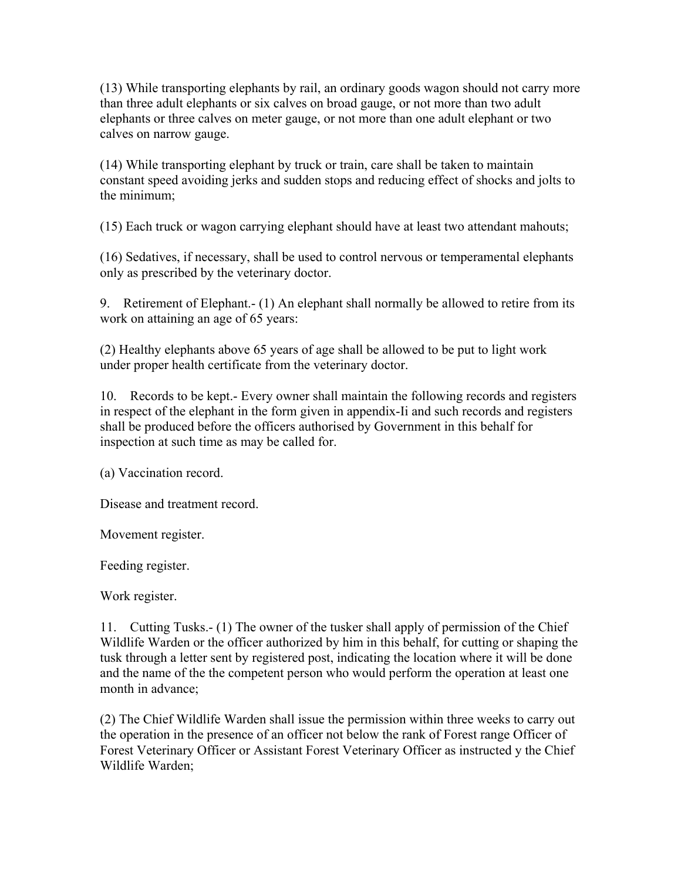(13) While transporting elephants by rail, an ordinary goods wagon should not carry more than three adult elephants or six calves on broad gauge, or not more than two adult elephants or three calves on meter gauge, or not more than one adult elephant or two calves on narrow gauge.

(14) While transporting elephant by truck or train, care shall be taken to maintain constant speed avoiding jerks and sudden stops and reducing effect of shocks and jolts to the minimum;

(15) Each truck or wagon carrying elephant should have at least two attendant mahouts;

(16) Sedatives, if necessary, shall be used to control nervous or temperamental elephants only as prescribed by the veterinary doctor.

9. Retirement of Elephant.- (1) An elephant shall normally be allowed to retire from its work on attaining an age of 65 years:

(2) Healthy elephants above 65 years of age shall be allowed to be put to light work under proper health certificate from the veterinary doctor.

10. Records to be kept.- Every owner shall maintain the following records and registers in respect of the elephant in the form given in appendix-Ii and such records and registers shall be produced before the officers authorised by Government in this behalf for inspection at such time as may be called for.

(a) Vaccination record.

Disease and treatment record.

Movement register.

Feeding register.

Work register.

11. Cutting Tusks.- (1) The owner of the tusker shall apply of permission of the Chief Wildlife Warden or the officer authorized by him in this behalf, for cutting or shaping the tusk through a letter sent by registered post, indicating the location where it will be done and the name of the the competent person who would perform the operation at least one month in advance;

(2) The Chief Wildlife Warden shall issue the permission within three weeks to carry out the operation in the presence of an officer not below the rank of Forest range Officer of Forest Veterinary Officer or Assistant Forest Veterinary Officer as instructed y the Chief Wildlife Warden;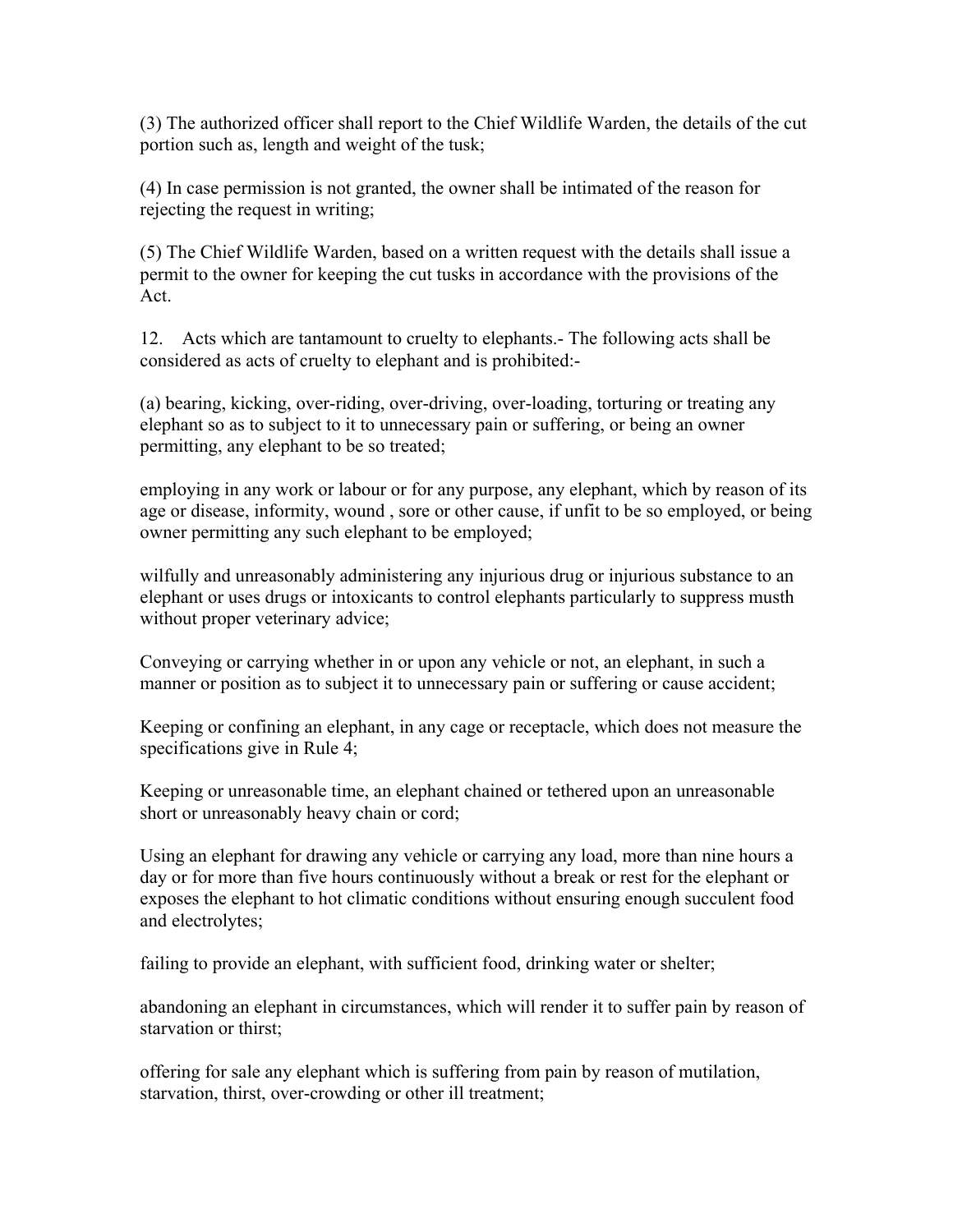(3) The authorized officer shall report to the Chief Wildlife Warden, the details of the cut portion such as, length and weight of the tusk;

(4) In case permission is not granted, the owner shall be intimated of the reason for rejecting the request in writing;

(5) The Chief Wildlife Warden, based on a written request with the details shall issue a permit to the owner for keeping the cut tusks in accordance with the provisions of the Act.

12. Acts which are tantamount to cruelty to elephants.- The following acts shall be considered as acts of cruelty to elephant and is prohibited:-

(a) bearing, kicking, over-riding, over-driving, over-loading, torturing or treating any elephant so as to subject to it to unnecessary pain or suffering, or being an owner permitting, any elephant to be so treated;

employing in any work or labour or for any purpose, any elephant, which by reason of its age or disease, informity, wound , sore or other cause, if unfit to be so employed, or being owner permitting any such elephant to be employed;

wilfully and unreasonably administering any injurious drug or injurious substance to an elephant or uses drugs or intoxicants to control elephants particularly to suppress musth without proper veterinary advice;

Conveying or carrying whether in or upon any vehicle or not, an elephant, in such a manner or position as to subject it to unnecessary pain or suffering or cause accident;

Keeping or confining an elephant, in any cage or receptacle, which does not measure the specifications give in Rule 4;

Keeping or unreasonable time, an elephant chained or tethered upon an unreasonable short or unreasonably heavy chain or cord;

Using an elephant for drawing any vehicle or carrying any load, more than nine hours a day or for more than five hours continuously without a break or rest for the elephant or exposes the elephant to hot climatic conditions without ensuring enough succulent food and electrolytes;

failing to provide an elephant, with sufficient food, drinking water or shelter;

abandoning an elephant in circumstances, which will render it to suffer pain by reason of starvation or thirst;

offering for sale any elephant which is suffering from pain by reason of mutilation, starvation, thirst, over-crowding or other ill treatment;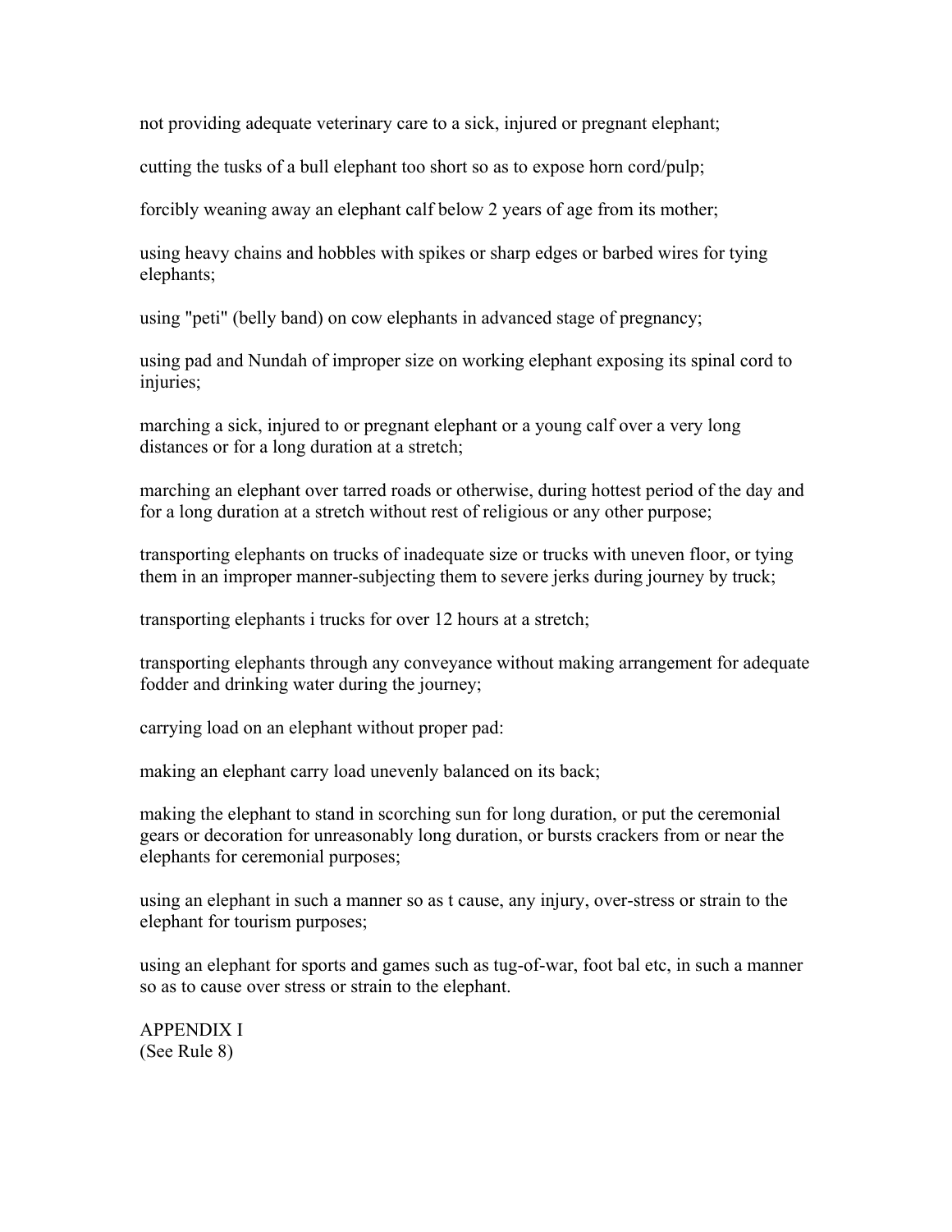not providing adequate veterinary care to a sick, injured or pregnant elephant;

cutting the tusks of a bull elephant too short so as to expose horn cord/pulp;

forcibly weaning away an elephant calf below 2 years of age from its mother;

using heavy chains and hobbles with spikes or sharp edges or barbed wires for tying elephants;

using "peti" (belly band) on cow elephants in advanced stage of pregnancy;

using pad and Nundah of improper size on working elephant exposing its spinal cord to injuries;

marching a sick, injured to or pregnant elephant or a young calf over a very long distances or for a long duration at a stretch;

marching an elephant over tarred roads or otherwise, during hottest period of the day and for a long duration at a stretch without rest of religious or any other purpose;

transporting elephants on trucks of inadequate size or trucks with uneven floor, or tying them in an improper manner-subjecting them to severe jerks during journey by truck;

transporting elephants i trucks for over 12 hours at a stretch;

transporting elephants through any conveyance without making arrangement for adequate fodder and drinking water during the journey;

carrying load on an elephant without proper pad:

making an elephant carry load unevenly balanced on its back;

making the elephant to stand in scorching sun for long duration, or put the ceremonial gears or decoration for unreasonably long duration, or bursts crackers from or near the elephants for ceremonial purposes;

using an elephant in such a manner so as t cause, any injury, over-stress or strain to the elephant for tourism purposes;

using an elephant for sports and games such as tug-of-war, foot bal etc, in such a manner so as to cause over stress or strain to the elephant.

APPENDIX I
(See Rule 8)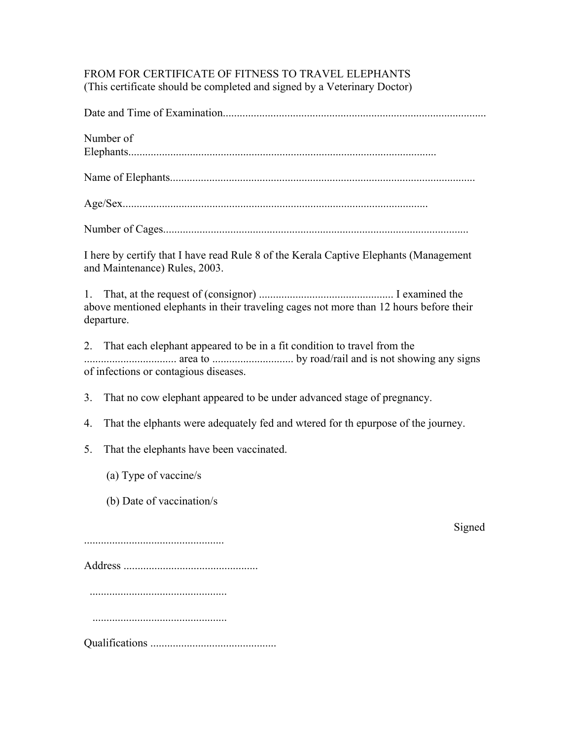FROM FOR CERTIFICATE OF FITNESS TO TRAVEL ELEPHANTS
(This certificate should be completed and signed by a Veterinary Doctor)

Date and Time of Examination.............................................................................................

Number of
Elephants............................................................................................................

Name of Elephants............................................................................................................

Age/Sex............................................................................................................

Number of Cages............................................................................................................

I here by certify that I have read Rule 8 of the Kerala Captive Elephants (Management and Maintenance) Rules, 2003.

1. That, at the request of (consignor) ................................................ I examined the above mentioned elephants in their traveling cages not more than 12 hours before their departure.

2. That each elephant appeared to be in a fit condition to travel from the ................................ area to ............................ by road/rail and is not showing any signs of infections or contagious diseases.

3. That no cow elephant appeared to be under advanced stage of pregnancy.

4. That the elphants were adequately fed and wtered for th epurpose of the journey.

5. That the elephants have been vaccinated.

   (a) Type of vaccine/s

   (b) Date of vaccination/s

Signed

..................................................

Address ................................................

................................................

................................................

Qualifications .............................................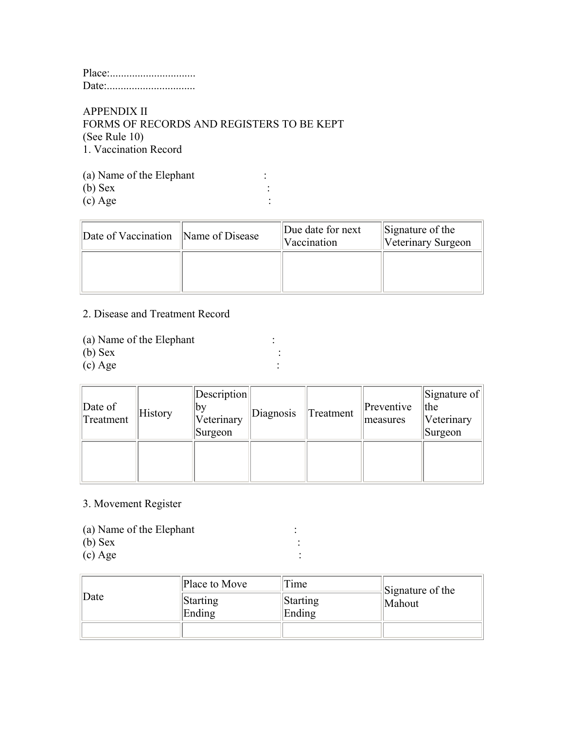Place:...............................
Date:................................

APPENDIX II
FORMS OF RECORDS AND REGISTERS TO BE KEPT
(See Rule 10)

1. Vaccination Record

(a) Name of the Elephant :
(b) Sex :
(c) Age :

| Date of Vaccination | Name of Disease | Due date for next Vaccination | Signature of the Veterinary Surgeon |
|---|---|---|---|
| | | | |

2. Disease and Treatment Record

(a) Name of the Elephant :
(b) Sex :
(c) Age :

| Date of Treatment | History | Description by Veterinary Surgeon | Diagnosis | Treatment | Preventive measures | Signature of the Veterinary Surgeon |
|---|---|---|---|---|---|---|
| | | | | | | |

3. Movement Register

(a) Name of the Elephant :
(b) Sex :
(c) Age :

| Date | Place to Move | Time | Signature of the Mahout |
|---|---|---|---|
| | Starting Ending | Starting Ending | |
| | | | |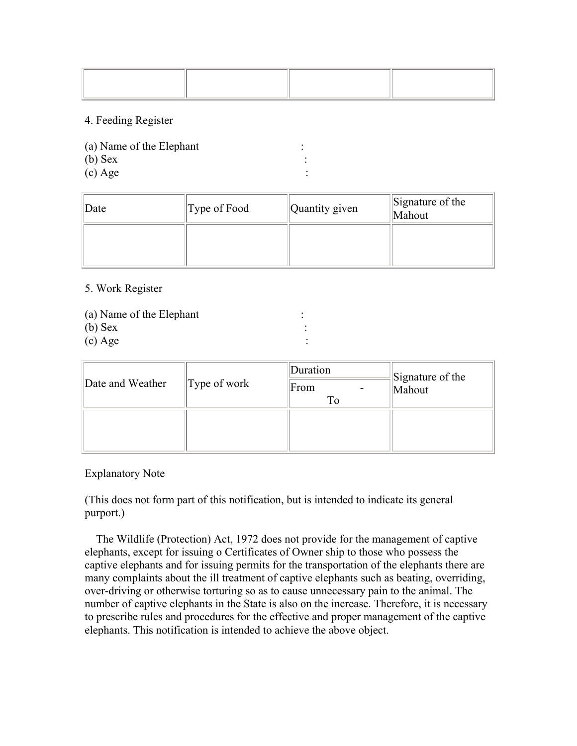| | | | |
|---|---|---|---|
| | | | |

4. Feeding Register

(a) Name of the Elephant :
(b) Sex :
(c) Age :

| Date | Type of Food | Quantity given | Signature of the Mahout |
|---|---|---|---|
| | | | |

5. Work Register

(a) Name of the Elephant :
(b) Sex :
(c) Age :

| Date and Weather | Type of work | Duration | Signature of the Mahout |
|---|---|---|---|
| | | From - To | |
| | | | |

Explanatory Note

(This does not form part of this notification, but is intended to indicate its general purport.)

The Wildlife (Protection) Act, 1972 does not provide for the management of captive elephants, except for issuing o Certificates of Owner ship to those who possess the captive elephants and for issuing permits for the transportation of the elephants there are many complaints about the ill treatment of captive elephants such as beating, overriding, over-driving or otherwise torturing so as to cause unnecessary pain to the animal. The number of captive elephants in the State is also on the increase. Therefore, it is necessary to prescribe rules and procedures for the effective and proper management of the captive elephants. This notification is intended to achieve the above object.